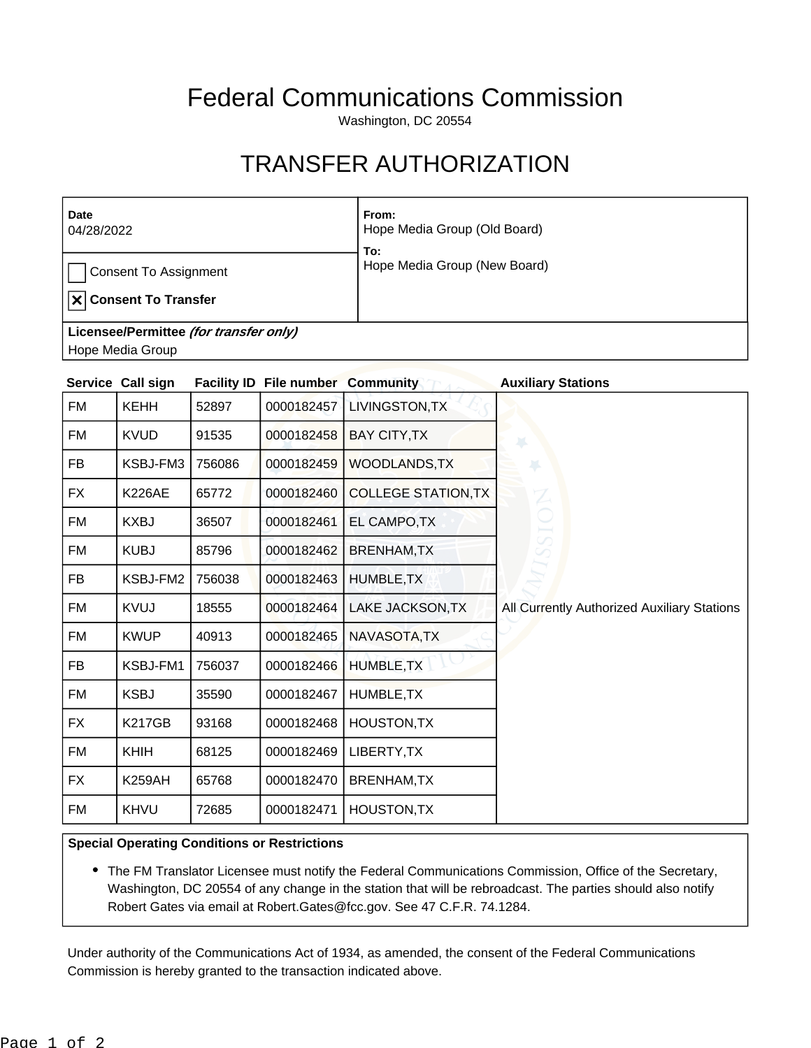# Federal Communications Commission

Washington, DC 20554

# TRANSFER AUTHORIZATION

| Date | From: |
|---|---|
| 04/28/2022 | Hope Media Group (Old Board) |
| ☐ Consent To Assignment | **To:** |
| ☒ **Consent To Transfer** | Hope Media Group (New Board) |

**Licensee/Permittee** ***(for transfer only)***

Hope Media Group

| Service | Call sign | Facility ID | File number | Community | Auxiliary Stations |
|---|---|---|---|---|---|
| FM | KEHH | 52897 | 0000182457 | LIVINGSTON,TX | All Currently Authorized Auxiliary Stations |
| FM | KVUD | 91535 | 0000182458 | BAY CITY,TX | |
| FB | KSBJ-FM3 | 756086 | 0000182459 | WOODLANDS,TX | |
| FX | K226AE | 65772 | 0000182460 | COLLEGE STATION,TX | |
| FM | KXBJ | 36507 | 0000182461 | EL CAMPO,TX | |
| FM | KUBJ | 85796 | 0000182462 | BRENHAM,TX | |
| FB | KSBJ-FM2 | 756038 | 0000182463 | HUMBLE,TX | |
| FM | KVUJ | 18555 | 0000182464 | LAKE JACKSON,TX | |
| FM | KWUP | 40913 | 0000182465 | NAVASOTA,TX | |
| FB | KSBJ-FM1 | 756037 | 0000182466 | HUMBLE,TX | |
| FM | KSBJ | 35590 | 0000182467 | HUMBLE,TX | |
| FX | K217GB | 93168 | 0000182468 | HOUSTON,TX | |
| FM | KHIH | 68125 | 0000182469 | LIBERTY,TX | |
| FX | K259AH | 65768 | 0000182470 | BRENHAM,TX | |
| FM | KHVU | 72685 | 0000182471 | HOUSTON,TX | |

**Special Operating Conditions or Restrictions**

- The FM Translator Licensee must notify the Federal Communications Commission, Office of the Secretary, Washington, DC 20554 of any change in the station that will be rebroadcast. The parties should also notify Robert Gates via email at Robert.Gates@fcc.gov. See 47 C.F.R. 74.1284.

Under authority of the Communications Act of 1934, as amended, the consent of the Federal Communications Commission is hereby granted to the transaction indicated above.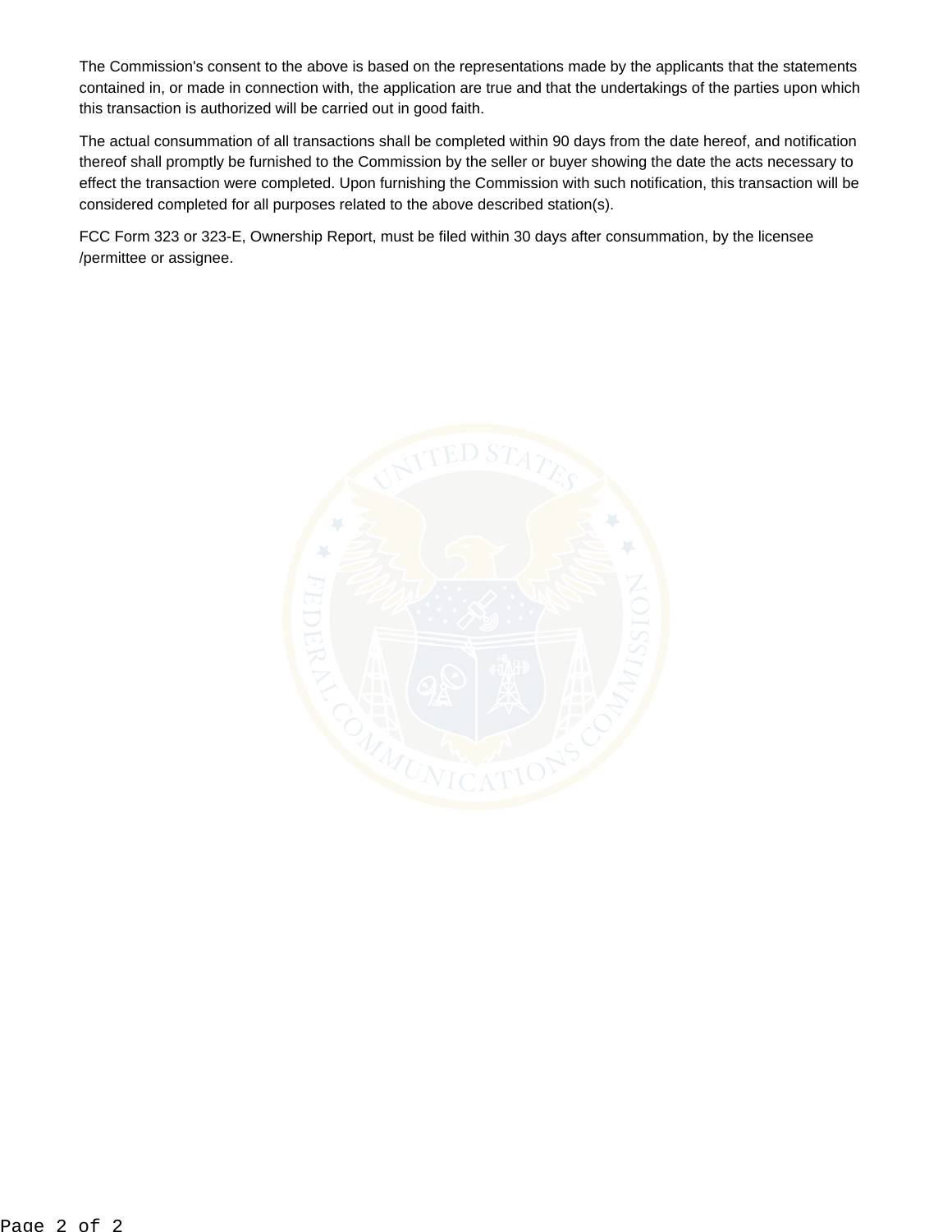The Commission's consent to the above is based on the representations made by the applicants that the statements contained in, or made in connection with, the application are true and that the undertakings of the parties upon which this transaction is authorized will be carried out in good faith.

The actual consummation of all transactions shall be completed within 90 days from the date hereof, and notification thereof shall promptly be furnished to the Commission by the seller or buyer showing the date the acts necessary to effect the transaction were completed. Upon furnishing the Commission with such notification, this transaction will be considered completed for all purposes related to the above described station(s).

FCC Form 323 or 323-E, Ownership Report, must be filed within 30 days after consummation, by the licensee /permittee or assignee.